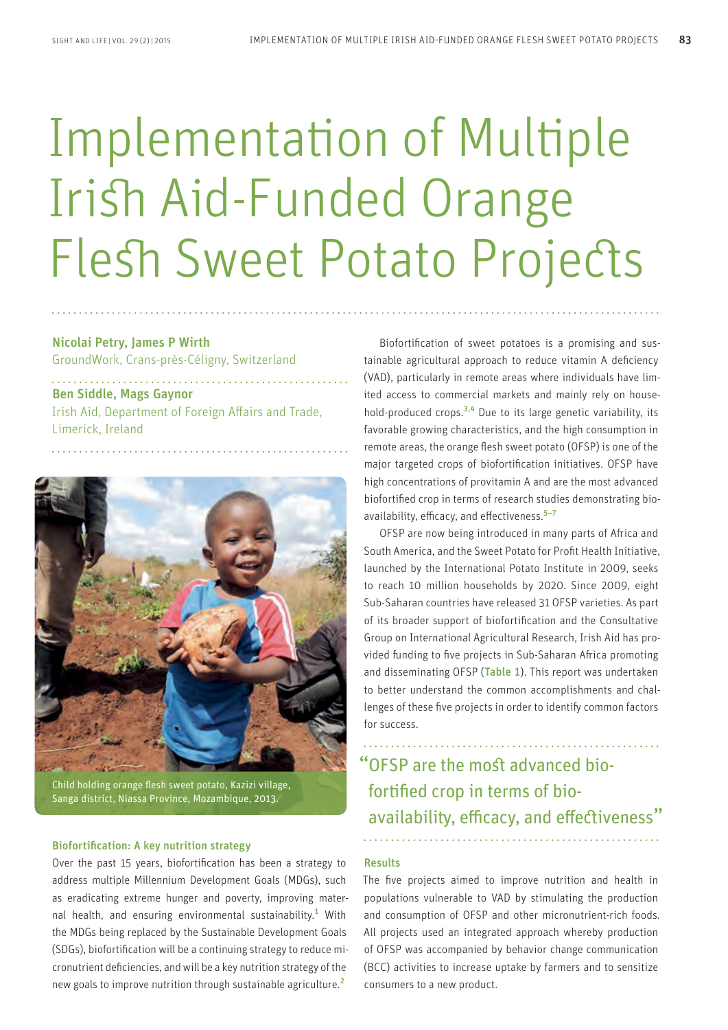# Implementation of Multiple Irish Aid-Funded Orange Flesh Sweet Potato Projects

**Nicolai Petry, James P Wirth**
GroundWork, Crans-près-Céligny, Switzerland

**Ben Siddle, Mags Gaynor**
Irish Aid, Department of Foreign Affairs and Trade, Limerick, Ireland

Child holding orange flesh sweet potato, Kazizi village, Sanga district, Niassa Province, Mozambique, 2013.

### Biofortification: A key nutrition strategy

Over the past 15 years, biofortification has been a strategy to address multiple Millennium Development Goals (MDGs), such as eradicating extreme hunger and poverty, improving maternal health, and ensuring environmental sustainability.[1] With the MDGs being replaced by the Sustainable Development Goals (SDGs), biofortification will be a continuing strategy to reduce micronutrient deficiencies, and will be a key nutrition strategy of the new goals to improve nutrition through sustainable agriculture.[2]

Biofortification of sweet potatoes is a promising and sustainable agricultural approach to reduce vitamin A deficiency (VAD), particularly in remote areas where individuals have limited access to commercial markets and mainly rely on household-produced crops.[3,4] Due to its large genetic variability, its favorable growing characteristics, and the high consumption in remote areas, the orange flesh sweet potato (OFSP) is one of the major targeted crops of biofortification initiatives. OFSP have high concentrations of provitamin A and are the most advanced biofortified crop in terms of research studies demonstrating bioavailability, efficacy, and effectiveness.[5–7]

OFSP are now being introduced in many parts of Africa and South America, and the Sweet Potato for Profit Health Initiative, launched by the International Potato Institute in 2009, seeks to reach 10 million households by 2020. Since 2009, eight Sub-Saharan countries have released 31 OFSP varieties. As part of its broader support of biofortification and the Consultative Group on International Agricultural Research, Irish Aid has provided funding to five projects in Sub-Saharan Africa promoting and disseminating OFSP (Table 1). This report was undertaken to better understand the common accomplishments and challenges of these five projects in order to identify common factors for success.

> "OFSP are the most advanced biofortified crop in terms of bioavailability, efficacy, and effectiveness"

### Results

The five projects aimed to improve nutrition and health in populations vulnerable to VAD by stimulating the production and consumption of OFSP and other micronutrient-rich foods. All projects used an integrated approach whereby production of OFSP was accompanied by behavior change communication (BCC) activities to increase uptake by farmers and to sensitize consumers to a new product.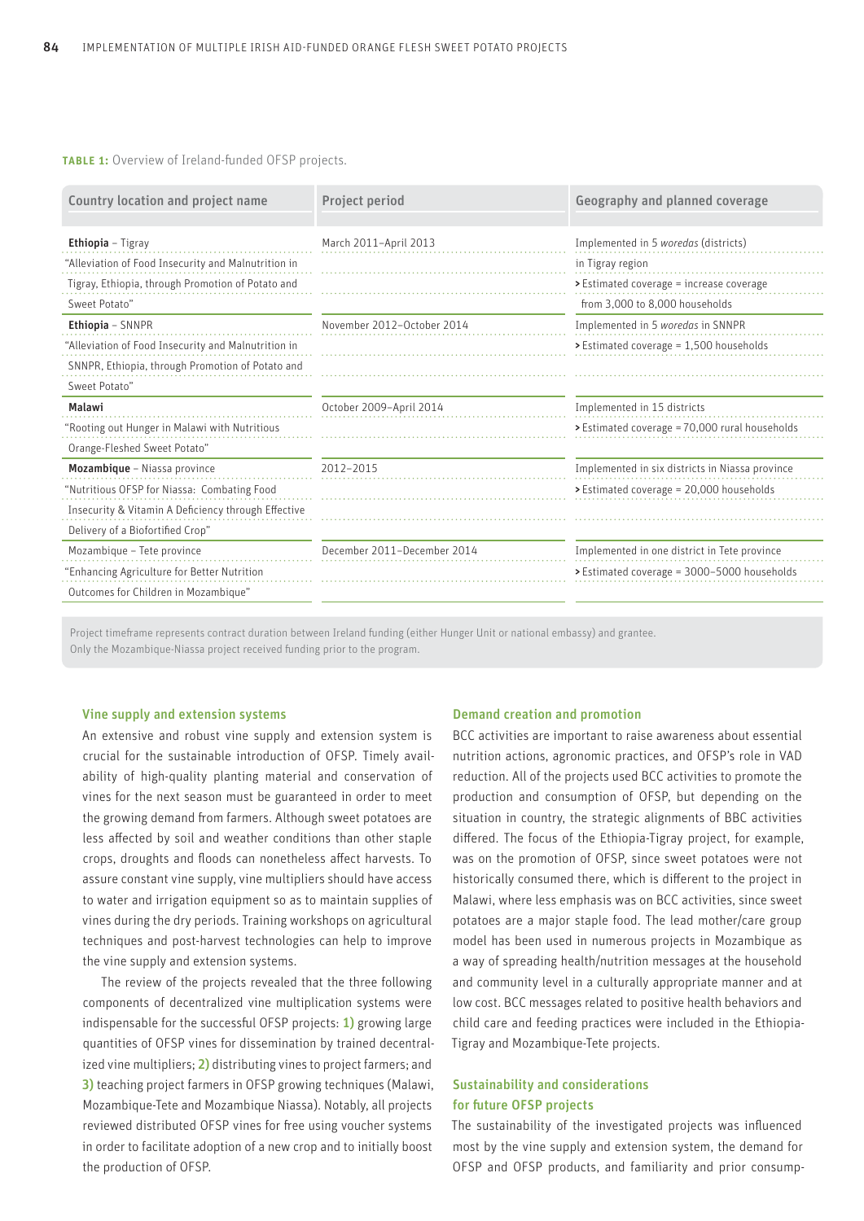**TABLE 1:** Overview of Ireland-funded OFSP projects.

| Country location and project name | Project period | Geography and planned coverage |
|---|---|---|
| **Ethiopia** – Tigray<br>"Alleviation of Food Insecurity and Malnutrition in Tigray, Ethiopia, through Promotion of Potato and Sweet Potato" | March 2011–April 2013 | Implemented in 5 *woredas* (districts) in Tigray region<br>> Estimated coverage = increase coverage from 3,000 to 8,000 households |
| **Ethiopia** – SNNPR<br>"Alleviation of Food Insecurity and Malnutrition in SNNPR, Ethiopia, through Promotion of Potato and Sweet Potato" | November 2012–October 2014 | Implemented in 5 *woredas* in SNNPR<br>> Estimated coverage = 1,500 households |
| **Malawi**<br>"Rooting out Hunger in Malawi with Nutritious Orange-Fleshed Sweet Potato" | October 2009–April 2014 | Implemented in 15 districts<br>> Estimated coverage = 70,000 rural households |
| **Mozambique** – Niassa province<br>"Nutritious OFSP for Niassa: Combating Food Insecurity & Vitamin A Deficiency through Effective Delivery of a Biofortified Crop" | 2012–2015 | Implemented in six districts in Niassa province<br>> Estimated coverage = 20,000 households |
| Mozambique – Tete province<br>"Enhancing Agriculture for Better Nutrition Outcomes for Children in Mozambique" | December 2011–December 2014 | Implemented in one district in Tete province<br>> Estimated coverage = 3000–5000 households |

Project timeframe represents contract duration between Ireland funding (either Hunger Unit or national embassy) and grantee.
Only the Mozambique-Niassa project received funding prior to the program.

### Vine supply and extension systems

An extensive and robust vine supply and extension system is crucial for the sustainable introduction of OFSP. Timely availability of high-quality planting material and conservation of vines for the next season must be guaranteed in order to meet the growing demand from farmers. Although sweet potatoes are less affected by soil and weather conditions than other staple crops, droughts and floods can nonetheless affect harvests. To assure constant vine supply, vine multipliers should have access to water and irrigation equipment so as to maintain supplies of vines during the dry periods. Training workshops on agricultural techniques and post-harvest technologies can help to improve the vine supply and extension systems.

The review of the projects revealed that the three following components of decentralized vine multiplication systems were indispensable for the successful OFSP projects: **1)** growing large quantities of OFSP vines for dissemination by trained decentralized vine multipliers; **2)** distributing vines to project farmers; and **3)** teaching project farmers in OFSP growing techniques (Malawi, Mozambique-Tete and Mozambique Niassa). Notably, all projects reviewed distributed OFSP vines for free using voucher systems in order to facilitate adoption of a new crop and to initially boost the production of OFSP.

### Demand creation and promotion

BCC activities are important to raise awareness about essential nutrition actions, agronomic practices, and OFSP's role in VAD reduction. All of the projects used BCC activities to promote the production and consumption of OFSP, but depending on the situation in country, the strategic alignments of BBC activities differed. The focus of the Ethiopia-Tigray project, for example, was on the promotion of OFSP, since sweet potatoes were not historically consumed there, which is different to the project in Malawi, where less emphasis was on BCC activities, since sweet potatoes are a major staple food. The lead mother/care group model has been used in numerous projects in Mozambique as a way of spreading health/nutrition messages at the household and community level in a culturally appropriate manner and at low cost. BCC messages related to positive health behaviors and child care and feeding practices were included in the Ethiopia-Tigray and Mozambique-Tete projects.

### Sustainability and considerations for future OFSP projects

The sustainability of the investigated projects was influenced most by the vine supply and extension system, the demand for OFSP and OFSP products, and familiarity and prior consump-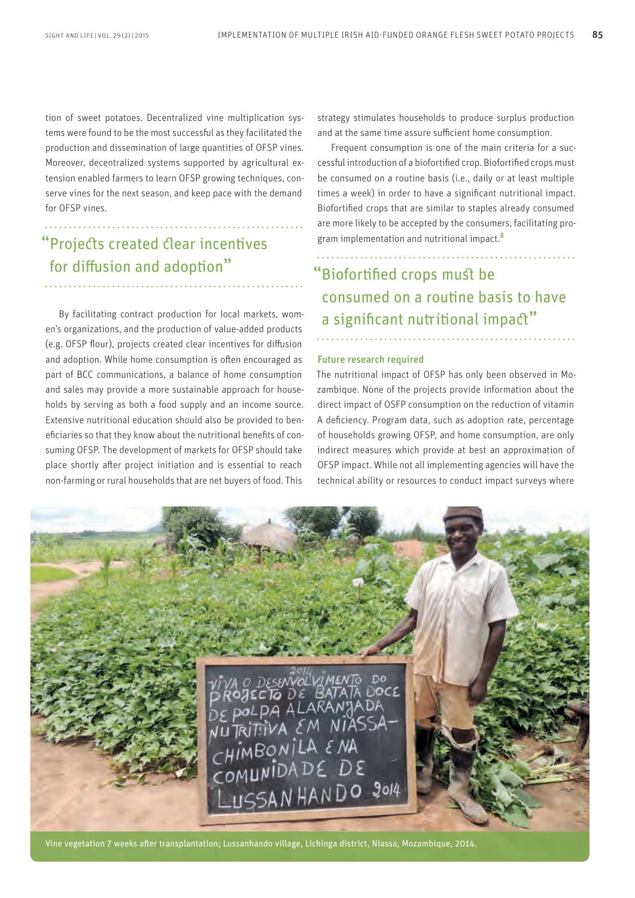tion of sweet potatoes. Decentralized vine multiplication systems were found to be the most successful as they facilitated the production and dissemination of large quantities of OFSP vines. Moreover, decentralized systems supported by agricultural extension enabled farmers to learn OFSP growing techniques, conserve vines for the next season, and keep pace with the demand for OFSP vines.

> "Projects created clear incentives for diffusion and adoption"

By facilitating contract production for local markets, women's organizations, and the production of value-added products (e.g. OFSP flour), projects created clear incentives for diffusion and adoption. While home consumption is often encouraged as part of BCC communications, a balance of home consumption and sales may provide a more sustainable approach for households by serving as both a food supply and an income source. Extensive nutritional education should also be provided to beneficiaries so that they know about the nutritional benefits of consuming OFSP. The development of markets for OFSP should take place shortly after project initiation and is essential to reach non-farming or rural households that are net buyers of food. This strategy stimulates households to produce surplus production and at the same time assure sufficient home consumption.

Frequent consumption is one of the main criteria for a successful introduction of a biofortified crop. Biofortified crops must be consumed on a routine basis (i.e., daily or at least multiple times a week) in order to have a significant nutritional impact. Biofortified crops that are similar to staples already consumed are more likely to be accepted by the consumers, facilitating program implementation and nutritional impact.[8]

> "Biofortified crops must be consumed on a routine basis to have a significant nutritional impact"

### Future research required

The nutritional impact of OFSP has only been observed in Mozambique. None of the projects provide information about the direct impact of OSFP consumption on the reduction of vitamin A deficiency. Program data, such as adoption rate, percentage of households growing OFSP, and home consumption, are only indirect measures which provide at best an approximation of OFSP impact. While not all implementing agencies will have the technical ability or resources to conduct impact surveys where

Vine vegetation 7 weeks after transplantation; Lussanhando village, Lichinga district, Niassa, Mozambique, 2014.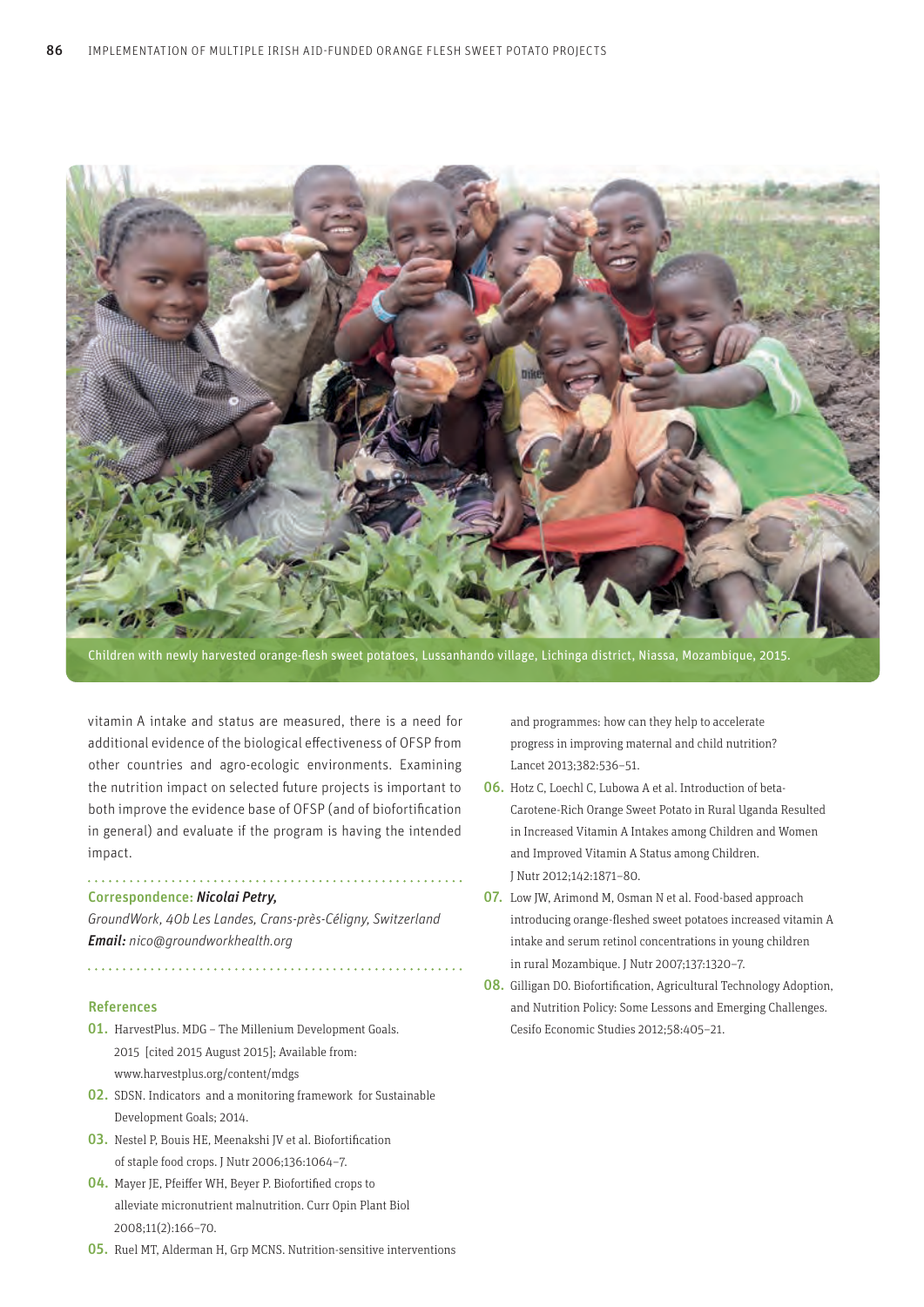Children with newly harvested orange-flesh sweet potatoes, Lussanhando village, Lichinga district, Niassa, Mozambique, 2015.

vitamin A intake and status are measured, there is a need for additional evidence of the biological effectiveness of OFSP from other countries and agro-ecologic environments. Examining the nutrition impact on selected future projects is important to both improve the evidence base of OFSP (and of biofortification in general) and evaluate if the program is having the intended impact.

**Correspondence:** ***Nicolai Petry,***
*GroundWork, 40b Les Landes, Crans-près-Céligny, Switzerland*
***Email:*** *nico@groundworkhealth.org*

## References

01. HarvestPlus. MDG – The Millenium Development Goals. 2015 [cited 2015 August 2015]; Available from: www.harvestplus.org/content/mdgs
02. SDSN. Indicators and a monitoring framework for Sustainable Development Goals; 2014.
03. Nestel P, Bouis HE, Meenakshi JV et al. Biofortification of staple food crops. J Nutr 2006;136:1064–7.
04. Mayer JE, Pfeiffer WH, Beyer P. Biofortified crops to alleviate micronutrient malnutrition. Curr Opin Plant Biol 2008;11(2):166–70.
05. Ruel MT, Alderman H, Grp MCNS. Nutrition-sensitive interventions and programmes: how can they help to accelerate progress in improving maternal and child nutrition? Lancet 2013;382:536–51.
06. Hotz C, Loechl C, Lubowa A et al. Introduction of beta-Carotene-Rich Orange Sweet Potato in Rural Uganda Resulted in Increased Vitamin A Intakes among Children and Women and Improved Vitamin A Status among Children. J Nutr 2012;142:1871–80.
07. Low JW, Arimond M, Osman N et al. Food-based approach introducing orange-fleshed sweet potatoes increased vitamin A intake and serum retinol concentrations in young children in rural Mozambique. J Nutr 2007;137:1320–7.
08. Gilligan DO. Biofortification, Agricultural Technology Adoption, and Nutrition Policy: Some Lessons and Emerging Challenges. Cesifo Economic Studies 2012;58:405–21.